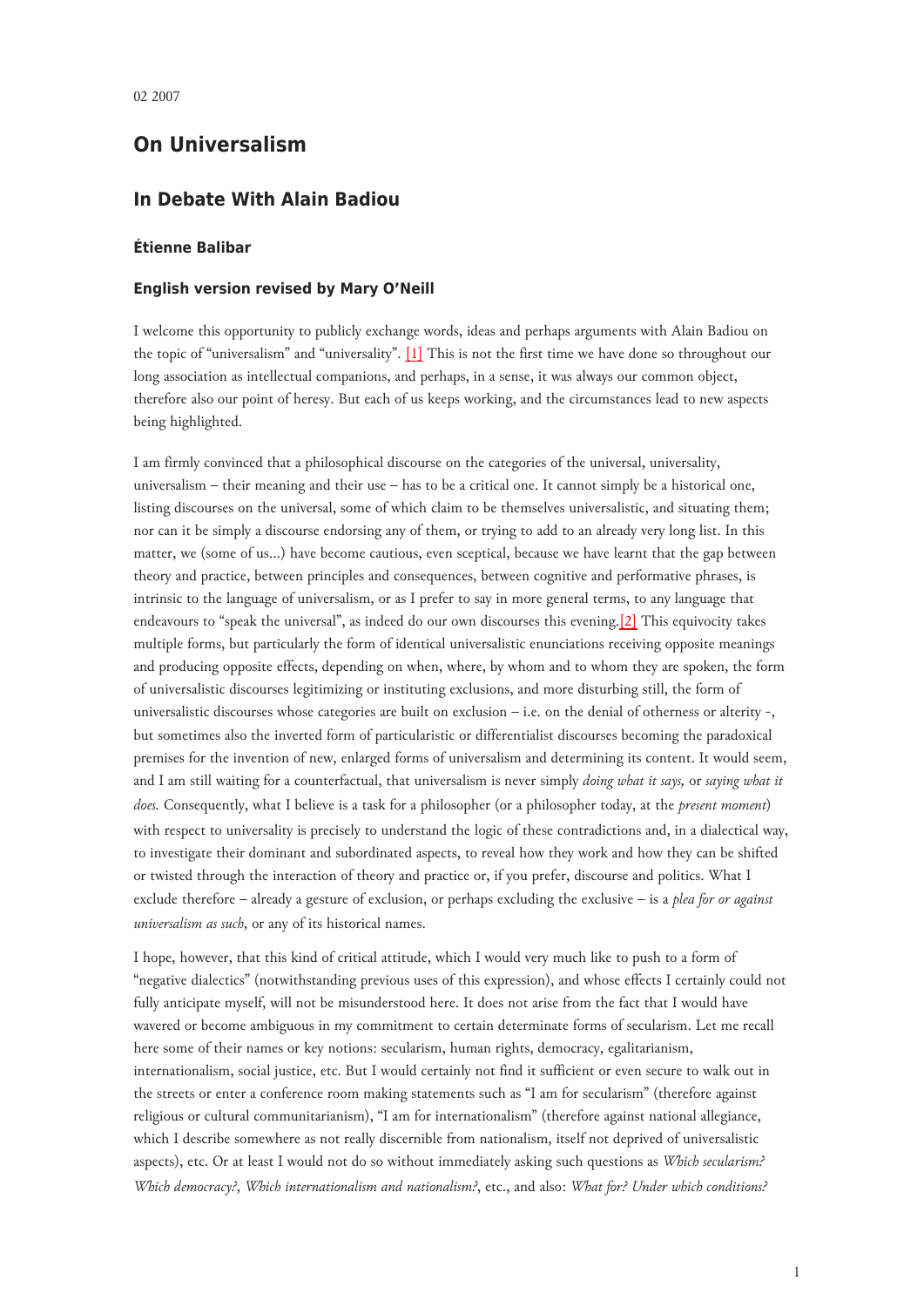02 2007

# On Universalism

## In Debate With Alain Badiou

### Étienne Balibar

### English version revised by Mary O'Neill

I welcome this opportunity to publicly exchange words, ideas and perhaps arguments with Alain Badiou on the topic of "universalism" and "universality". [1] This is not the first time we have done so throughout our long association as intellectual companions, and perhaps, in a sense, it was always our common object, therefore also our point of heresy. But each of us keeps working, and the circumstances lead to new aspects being highlighted.

I am firmly convinced that a philosophical discourse on the categories of the universal, universality, universalism – their meaning and their use – has to be a critical one. It cannot simply be a historical one, listing discourses on the universal, some of which claim to be themselves universalistic, and situating them; nor can it be simply a discourse endorsing any of them, or trying to add to an already very long list. In this matter, we (some of us...) have become cautious, even sceptical, because we have learnt that the gap between theory and practice, between principles and consequences, between cognitive and performative phrases, is intrinsic to the language of universalism, or as I prefer to say in more general terms, to any language that endeavours to "speak the universal", as indeed do our own discourses this evening.[2] This equivocity takes multiple forms, but particularly the form of identical universalistic enunciations receiving opposite meanings and producing opposite effects, depending on when, where, by whom and to whom they are spoken, the form of universalistic discourses legitimizing or instituting exclusions, and more disturbing still, the form of universalistic discourses whose categories are built on exclusion – i.e. on the denial of otherness or alterity -, but sometimes also the inverted form of particularistic or differentialist discourses becoming the paradoxical premises for the invention of new, enlarged forms of universalism and determining its content. It would seem, and I am still waiting for a counterfactual, that universalism is never simply *doing what it says,* or *saying what it does.* Consequently, what I believe is a task for a philosopher (or a philosopher today, at the *present moment*) with respect to universality is precisely to understand the logic of these contradictions and, in a dialectical way, to investigate their dominant and subordinated aspects, to reveal how they work and how they can be shifted or twisted through the interaction of theory and practice or, if you prefer, discourse and politics. What I exclude therefore – already a gesture of exclusion, or perhaps excluding the exclusive – is a *plea for or against universalism as such*, or any of its historical names.

I hope, however, that this kind of critical attitude, which I would very much like to push to a form of "negative dialectics" (notwithstanding previous uses of this expression), and whose effects I certainly could not fully anticipate myself, will not be misunderstood here. It does not arise from the fact that I would have wavered or become ambiguous in my commitment to certain determinate forms of secularism. Let me recall here some of their names or key notions: secularism, human rights, democracy, egalitarianism, internationalism, social justice, etc. But I would certainly not find it sufficient or even secure to walk out in the streets or enter a conference room making statements such as "I am for secularism" (therefore against religious or cultural communitarianism), "I am for internationalism" (therefore against national allegiance, which I describe somewhere as not really discernible from nationalism, itself not deprived of universalistic aspects), etc. Or at least I would not do so without immediately asking such questions as *Which secularism? Which democracy?*, *Which internationalism and nationalism?*, etc., and also: *What for? Under which conditions?*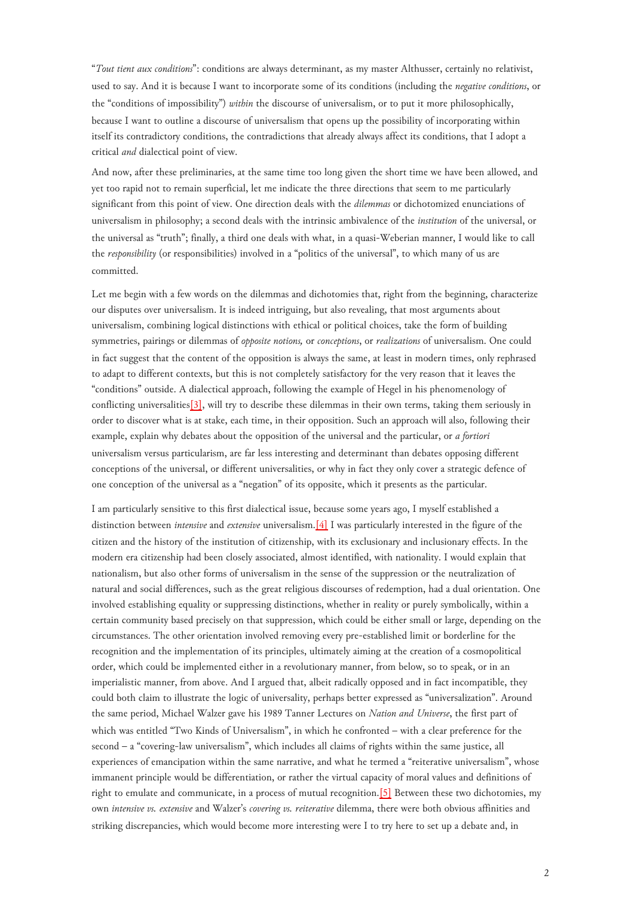"*Tout tient aux conditions*": conditions are always determinant, as my master Althusser, certainly no relativist, used to say. And it is because I want to incorporate some of its conditions (including the *negative conditions*, or the "conditions of impossibility") *within* the discourse of universalism, or to put it more philosophically, because I want to outline a discourse of universalism that opens up the possibility of incorporating within itself its contradictory conditions, the contradictions that already always affect its conditions, that I adopt a critical *and* dialectical point of view.

And now, after these preliminaries, at the same time too long given the short time we have been allowed, and yet too rapid not to remain superficial, let me indicate the three directions that seem to me particularly significant from this point of view. One direction deals with the *dilemmas* or dichotomized enunciations of universalism in philosophy; a second deals with the intrinsic ambivalence of the *institution* of the universal, or the universal as "truth"; finally, a third one deals with what, in a quasi-Weberian manner, I would like to call the *responsibility* (or responsibilities) involved in a "politics of the universal", to which many of us are committed.

Let me begin with a few words on the dilemmas and dichotomies that, right from the beginning, characterize our disputes over universalism. It is indeed intriguing, but also revealing, that most arguments about universalism, combining logical distinctions with ethical or political choices, take the form of building symmetries, pairings or dilemmas of *opposite notions,* or *conceptions*, or *realizations* of universalism. One could in fact suggest that the content of the opposition is always the same, at least in modern times, only rephrased to adapt to different contexts, but this is not completely satisfactory for the very reason that it leaves the "conditions" outside. A dialectical approach, following the example of Hegel in his phenomenology of conflicting universalities[3], will try to describe these dilemmas in their own terms, taking them seriously in order to discover what is at stake, each time, in their opposition. Such an approach will also, following their example, explain why debates about the opposition of the universal and the particular, or *a fortiori* universalism versus particularism, are far less interesting and determinant than debates opposing different conceptions of the universal, or different universalities, or why in fact they only cover a strategic defence of one conception of the universal as a "negation" of its opposite, which it presents as the particular.

I am particularly sensitive to this first dialectical issue, because some years ago, I myself established a distinction between *intensive* and *extensive* universalism.[4] I was particularly interested in the figure of the citizen and the history of the institution of citizenship, with its exclusionary and inclusionary effects. In the modern era citizenship had been closely associated, almost identified, with nationality. I would explain that nationalism, but also other forms of universalism in the sense of the suppression or the neutralization of natural and social differences, such as the great religious discourses of redemption, had a dual orientation. One involved establishing equality or suppressing distinctions, whether in reality or purely symbolically, within a certain community based precisely on that suppression, which could be either small or large, depending on the circumstances. The other orientation involved removing every pre-established limit or borderline for the recognition and the implementation of its principles, ultimately aiming at the creation of a cosmopolitical order, which could be implemented either in a revolutionary manner, from below, so to speak, or in an imperialistic manner, from above. And I argued that, albeit radically opposed and in fact incompatible, they could both claim to illustrate the logic of universality, perhaps better expressed as "universalization". Around the same period, Michael Walzer gave his 1989 Tanner Lectures on *Nation and Universe*, the first part of which was entitled "Two Kinds of Universalism", in which he confronted – with a clear preference for the second – a "covering-law universalism", which includes all claims of rights within the same justice, all experiences of emancipation within the same narrative, and what he termed a "reiterative universalism", whose immanent principle would be differentiation, or rather the virtual capacity of moral values and definitions of right to emulate and communicate, in a process of mutual recognition.[5] Between these two dichotomies, my own *intensive vs. extensive* and Walzer's *covering vs. reiterative* dilemma, there were both obvious affinities and striking discrepancies, which would become more interesting were I to try here to set up a debate and, in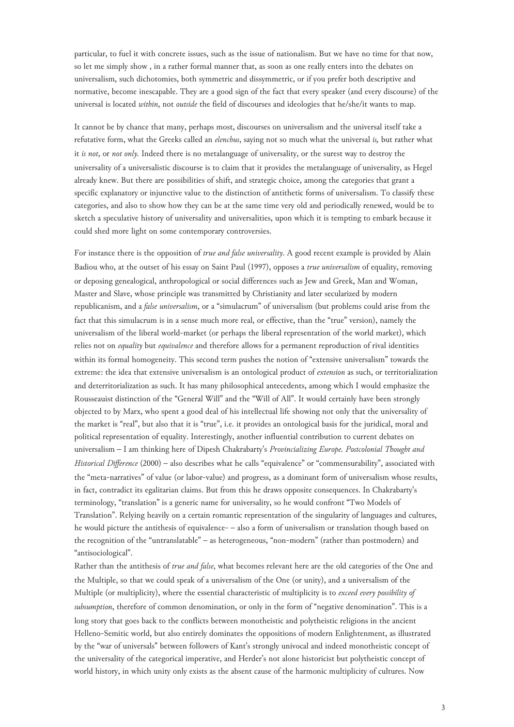particular, to fuel it with concrete issues, such as the issue of nationalism. But we have no time for that now, so let me simply show , in a rather formal manner that, as soon as one really enters into the debates on universalism, such dichotomies, both symmetric and dissymmetric, or if you prefer both descriptive and normative, become inescapable. They are a good sign of the fact that every speaker (and every discourse) of the universal is located *within*, not *outside* the field of discourses and ideologies that he/she/it wants to map.

It cannot be by chance that many, perhaps most, discourses on universalism and the universal itself take a refutative form, what the Greeks called an *elenchus*, saying not so much what the universal *is,* but rather what it *is not*, or *not only.* Indeed there is no metalanguage of universality, or the surest way to destroy the universality of a universalistic discourse is to claim that it provides the metalanguage of universality, as Hegel already knew. But there are possibilities of shift, and strategic choice, among the categories that grant a specific explanatory or injunctive value to the distinction of antithetic forms of universalism. To classify these categories, and also to show how they can be at the same time very old and periodically renewed, would be to sketch a speculative history of universality and universalities, upon which it is tempting to embark because it could shed more light on some contemporary controversies.

For instance there is the opposition of *true and false universality*. A good recent example is provided by Alain Badiou who, at the outset of his essay on Saint Paul (1997), opposes a *true universalism* of equality, removing or deposing genealogical, anthropological or social differences such as Jew and Greek, Man and Woman, Master and Slave, whose principle was transmitted by Christianity and later secularized by modern republicanism, and a *false universalism*, or a "simulacrum" of universalism (but problems could arise from the fact that this simulacrum is in a sense much more real, or effective, than the "true" version), namely the universalism of the liberal world-market (or perhaps the liberal representation of the world market), which relies not on *equality* but *equivalence* and therefore allows for a permanent reproduction of rival identities within its formal homogeneity. This second term pushes the notion of "extensive universalism" towards the extreme: the idea that extensive universalism is an ontological product of *extension* as such, or territorialization and deterritorialization as such. It has many philosophical antecedents, among which I would emphasize the Rousseauist distinction of the "General Will" and the "Will of All". It would certainly have been strongly objected to by Marx, who spent a good deal of his intellectual life showing not only that the universality of the market is "real", but also that it is "true", i.e. it provides an ontological basis for the juridical, moral and political representation of equality. Interestingly, another influential contribution to current debates on universalism – I am thinking here of Dipesh Chakrabarty's *Provincializing Europe. Postcolonial Thought and Historical Difference* (2000) – also describes what he calls "equivalence" or "commensurability", associated with the "meta-narratives" of value (or labor-value) and progress, as a dominant form of universalism whose results, in fact, contradict its egalitarian claims. But from this he draws opposite consequences. In Chakrabarty's terminology, "translation" is a generic name for universality, so he would confront "Two Models of Translation". Relying heavily on a certain romantic representation of the singularity of languages and cultures, he would picture the antithesis of equivalence- – also a form of universalism or translation though based on the recognition of the "untranslatable" – as heterogeneous, "non-modern" (rather than postmodern) and "antisociological".

Rather than the antithesis of *true and false*, what becomes relevant here are the old categories of the One and the Multiple, so that we could speak of a universalism of the One (or unity), and a universalism of the Multiple (or multiplicity), where the essential characteristic of multiplicity is to *exceed every possibility of subsumption*, therefore of common denomination, or only in the form of "negative denomination". This is a long story that goes back to the conflicts between monotheistic and polytheistic religions in the ancient Helleno-Semitic world, but also entirely dominates the oppositions of modern Enlightenment, as illustrated by the "war of universals" between followers of Kant's strongly univocal and indeed monotheistic concept of the universality of the categorical imperative, and Herder's not alone historicist but polytheistic concept of world history, in which unity only exists as the absent cause of the harmonic multiplicity of cultures. Now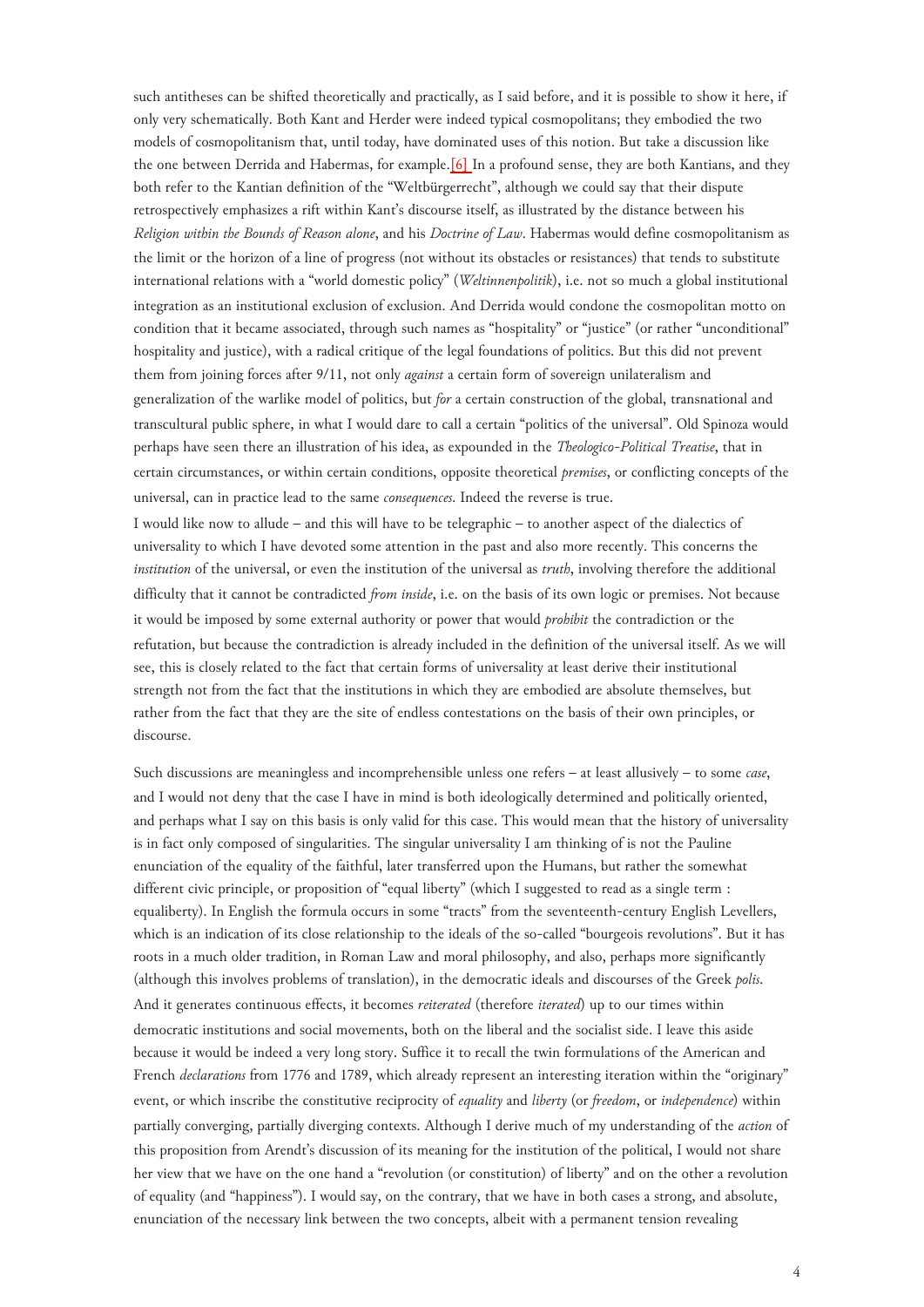such antitheses can be shifted theoretically and practically, as I said before, and it is possible to show it here, if only very schematically. Both Kant and Herder were indeed typical cosmopolitans; they embodied the two models of cosmopolitanism that, until today, have dominated uses of this notion. But take a discussion like the one between Derrida and Habermas, for example.[6] In a profound sense, they are both Kantians, and they both refer to the Kantian definition of the "Weltbürgerrecht", although we could say that their dispute retrospectively emphasizes a rift within Kant's discourse itself, as illustrated by the distance between his *Religion within the Bounds of Reason alone*, and his *Doctrine of Law*. Habermas would define cosmopolitanism as the limit or the horizon of a line of progress (not without its obstacles or resistances) that tends to substitute international relations with a "world domestic policy" (*Weltinnenpolitik*), i.e. not so much a global institutional integration as an institutional exclusion of exclusion. And Derrida would condone the cosmopolitan motto on condition that it became associated, through such names as "hospitality" or "justice" (or rather "unconditional" hospitality and justice), with a radical critique of the legal foundations of politics. But this did not prevent them from joining forces after 9/11, not only *against* a certain form of sovereign unilateralism and generalization of the warlike model of politics, but *for* a certain construction of the global, transnational and transcultural public sphere, in what I would dare to call a certain "politics of the universal". Old Spinoza would perhaps have seen there an illustration of his idea, as expounded in the *Theologico-Political Treatise*, that in certain circumstances, or within certain conditions, opposite theoretical *premises*, or conflicting concepts of the universal, can in practice lead to the same *consequences*. Indeed the reverse is true.

I would like now to allude – and this will have to be telegraphic – to another aspect of the dialectics of universality to which I have devoted some attention in the past and also more recently. This concerns the *institution* of the universal, or even the institution of the universal as *truth*, involving therefore the additional difficulty that it cannot be contradicted *from inside*, i.e. on the basis of its own logic or premises. Not because it would be imposed by some external authority or power that would *prohibit* the contradiction or the refutation, but because the contradiction is already included in the definition of the universal itself. As we will see, this is closely related to the fact that certain forms of universality at least derive their institutional strength not from the fact that the institutions in which they are embodied are absolute themselves, but rather from the fact that they are the site of endless contestations on the basis of their own principles, or discourse.

Such discussions are meaningless and incomprehensible unless one refers – at least allusively – to some *case*, and I would not deny that the case I have in mind is both ideologically determined and politically oriented, and perhaps what I say on this basis is only valid for this case. This would mean that the history of universality is in fact only composed of singularities. The singular universality I am thinking of is not the Pauline enunciation of the equality of the faithful, later transferred upon the Humans, but rather the somewhat different civic principle, or proposition of "equal liberty" (which I suggested to read as a single term : equaliberty). In English the formula occurs in some "tracts" from the seventeenth-century English Levellers, which is an indication of its close relationship to the ideals of the so-called "bourgeois revolutions". But it has roots in a much older tradition, in Roman Law and moral philosophy, and also, perhaps more significantly (although this involves problems of translation), in the democratic ideals and discourses of the Greek *polis*. And it generates continuous effects, it becomes *reiterated* (therefore *iterated*) up to our times within democratic institutions and social movements, both on the liberal and the socialist side. I leave this aside because it would be indeed a very long story. Suffice it to recall the twin formulations of the American and French *declarations* from 1776 and 1789, which already represent an interesting iteration within the "originary" event, or which inscribe the constitutive reciprocity of *equality* and *liberty* (or *freedom*, or *independence*) within partially converging, partially diverging contexts. Although I derive much of my understanding of the *action* of this proposition from Arendt's discussion of its meaning for the institution of the political, I would not share her view that we have on the one hand a "revolution (or constitution) of liberty" and on the other a revolution of equality (and "happiness"). I would say, on the contrary, that we have in both cases a strong, and absolute, enunciation of the necessary link between the two concepts, albeit with a permanent tension revealing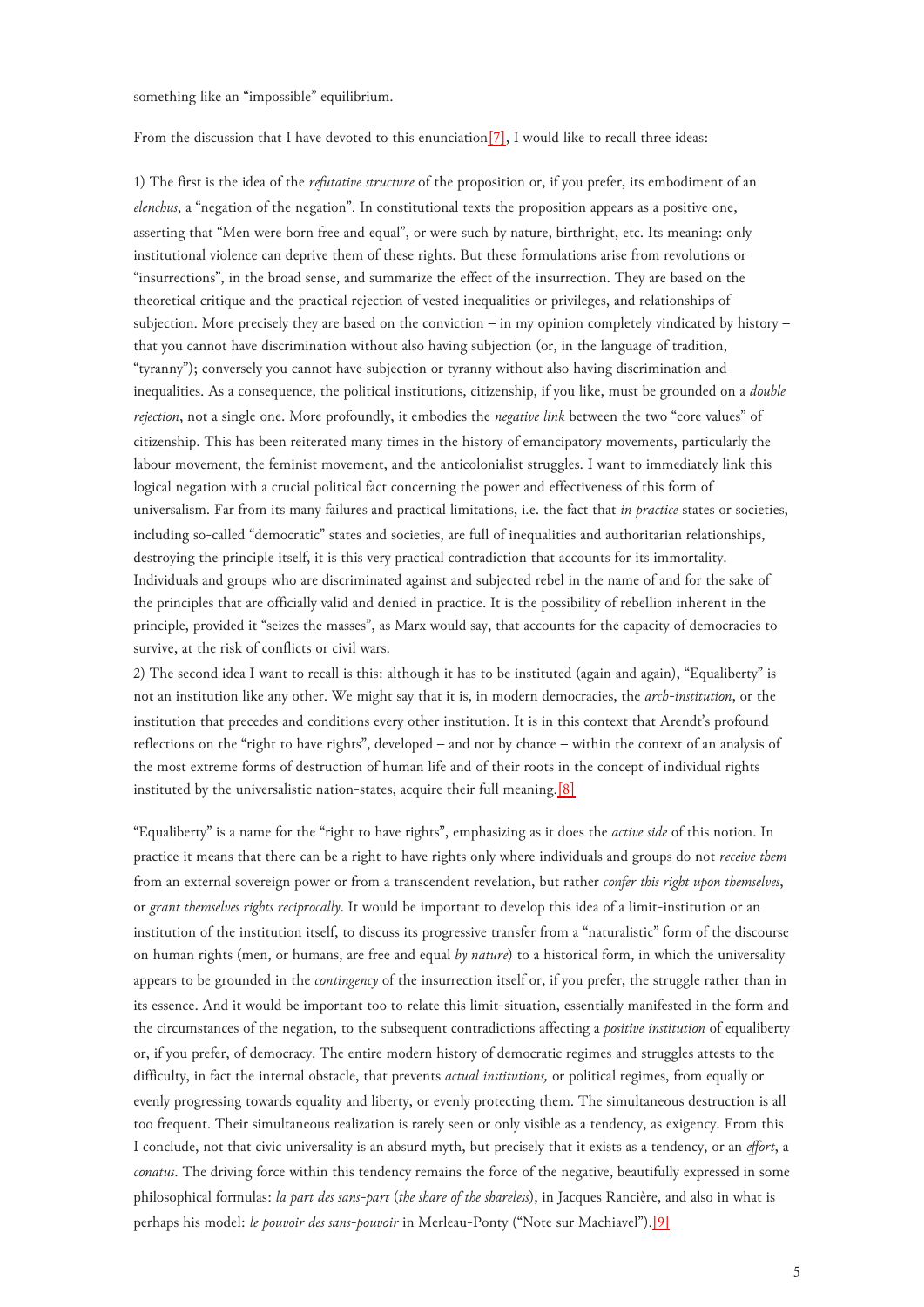something like an “impossible” equilibrium.

From the discussion that I have devoted to this enunciation[7], I would like to recall three ideas:

1) The first is the idea of the *refutative structure* of the proposition or, if you prefer, its embodiment of an *elenchus*, a “negation of the negation”. In constitutional texts the proposition appears as a positive one, asserting that “Men were born free and equal”, or were such by nature, birthright, etc. Its meaning: only institutional violence can deprive them of these rights. But these formulations arise from revolutions or “insurrections”, in the broad sense, and summarize the effect of the insurrection. They are based on the theoretical critique and the practical rejection of vested inequalities or privileges, and relationships of subjection. More precisely they are based on the conviction – in my opinion completely vindicated by history – that you cannot have discrimination without also having subjection (or, in the language of tradition, “tyranny”); conversely you cannot have subjection or tyranny without also having discrimination and inequalities. As a consequence, the political institutions, citizenship, if you like, must be grounded on a *double rejection*, not a single one. More profoundly, it embodies the *negative link* between the two “core values” of citizenship. This has been reiterated many times in the history of emancipatory movements, particularly the labour movement, the feminist movement, and the anticolonialist struggles. I want to immediately link this logical negation with a crucial political fact concerning the power and effectiveness of this form of universalism. Far from its many failures and practical limitations, i.e. the fact that *in practice* states or societies, including so-called “democratic” states and societies, are full of inequalities and authoritarian relationships, destroying the principle itself, it is this very practical contradiction that accounts for its immortality. Individuals and groups who are discriminated against and subjected rebel in the name of and for the sake of the principles that are officially valid and denied in practice. It is the possibility of rebellion inherent in the principle, provided it “seizes the masses”, as Marx would say, that accounts for the capacity of democracies to survive, at the risk of conflicts or civil wars.

2) The second idea I want to recall is this: although it has to be instituted (again and again), “Equaliberty” is not an institution like any other. We might say that it is, in modern democracies, the *arch-institution*, or the institution that precedes and conditions every other institution. It is in this context that Arendt’s profound reflections on the “right to have rights”, developed – and not by chance – within the context of an analysis of the most extreme forms of destruction of human life and of their roots in the concept of individual rights instituted by the universalistic nation-states, acquire their full meaning.[8]

“Equaliberty” is a name for the “right to have rights”, emphasizing as it does the *active side* of this notion. In practice it means that there can be a right to have rights only where individuals and groups do not *receive them* from an external sovereign power or from a transcendent revelation, but rather *confer this right upon themselves*, or *grant themselves rights reciprocally*. It would be important to develop this idea of a limit-institution or an institution of the institution itself, to discuss its progressive transfer from a “naturalistic” form of the discourse on human rights (men, or humans, are free and equal *by nature*) to a historical form, in which the universality appears to be grounded in the *contingency* of the insurrection itself or, if you prefer, the struggle rather than in its essence. And it would be important too to relate this limit-situation, essentially manifested in the form and the circumstances of the negation, to the subsequent contradictions affecting a *positive institution* of equaliberty or, if you prefer, of democracy. The entire modern history of democratic regimes and struggles attests to the difficulty, in fact the internal obstacle, that prevents *actual institutions,* or political regimes, from equally or evenly progressing towards equality and liberty, or evenly protecting them. The simultaneous destruction is all too frequent. Their simultaneous realization is rarely seen or only visible as a tendency, as exigency. From this I conclude, not that civic universality is an absurd myth, but precisely that it exists as a tendency, or an *effort*, a *conatus*. The driving force within this tendency remains the force of the negative, beautifully expressed in some philosophical formulas: *la part des sans-part* (*the share of the shareless*), in Jacques Rancière, and also in what is perhaps his model: *le pouvoir des sans-pouvoir* in Merleau-Ponty (“Note sur Machiavel”).[9]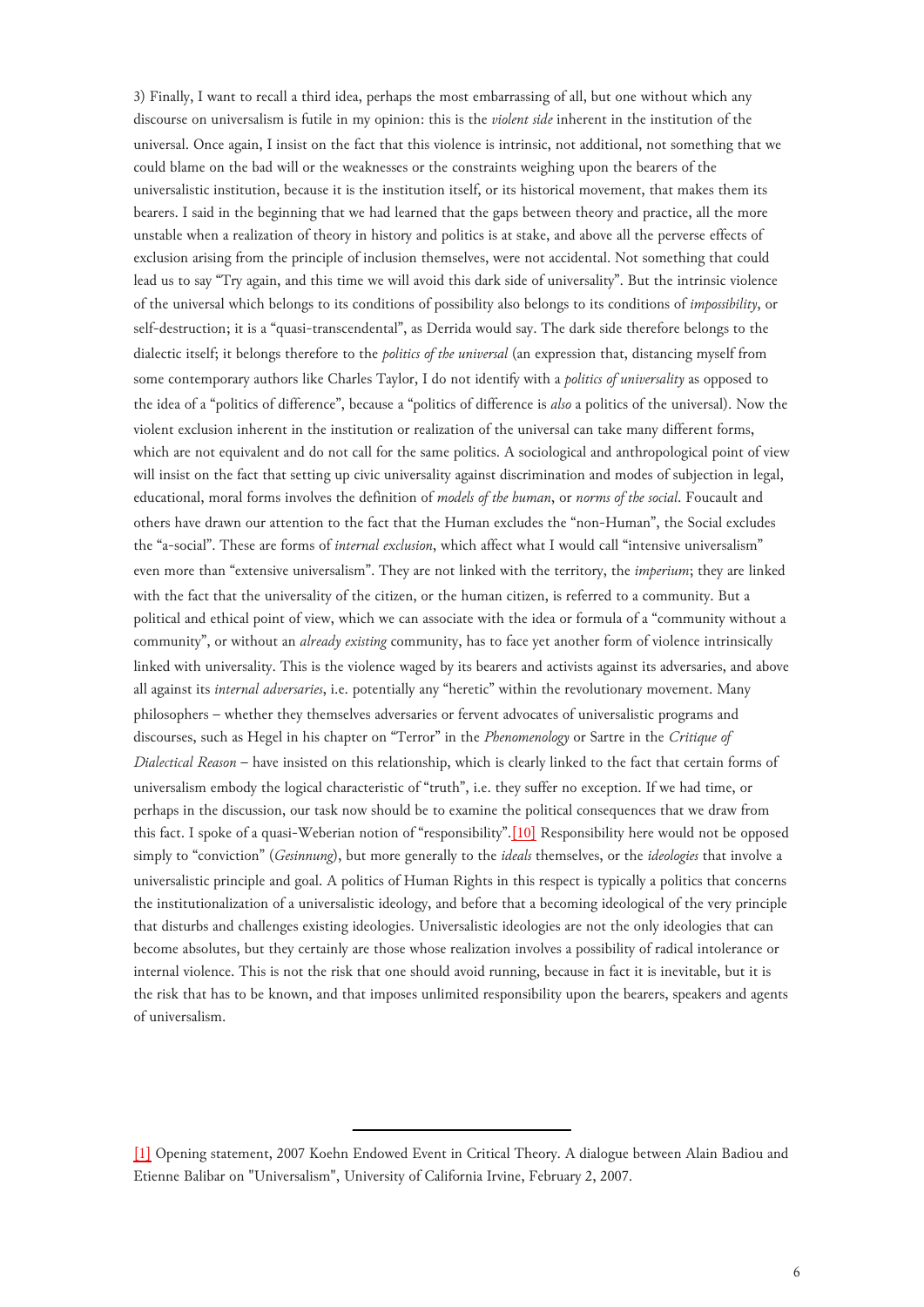3) Finally, I want to recall a third idea, perhaps the most embarrassing of all, but one without which any discourse on universalism is futile in my opinion: this is the *violent side* inherent in the institution of the universal. Once again, I insist on the fact that this violence is intrinsic, not additional, not something that we could blame on the bad will or the weaknesses or the constraints weighing upon the bearers of the universalistic institution, because it is the institution itself, or its historical movement, that makes them its bearers. I said in the beginning that we had learned that the gaps between theory and practice, all the more unstable when a realization of theory in history and politics is at stake, and above all the perverse effects of exclusion arising from the principle of inclusion themselves, were not accidental. Not something that could lead us to say "Try again, and this time we will avoid this dark side of universality". But the intrinsic violence of the universal which belongs to its conditions of possibility also belongs to its conditions of *impossibility*, or self-destruction; it is a "quasi-transcendental", as Derrida would say. The dark side therefore belongs to the dialectic itself; it belongs therefore to the *politics of the universal* (an expression that, distancing myself from some contemporary authors like Charles Taylor, I do not identify with a *politics of universality* as opposed to the idea of a "politics of difference", because a "politics of difference is *also* a politics of the universal). Now the violent exclusion inherent in the institution or realization of the universal can take many different forms, which are not equivalent and do not call for the same politics. A sociological and anthropological point of view will insist on the fact that setting up civic universality against discrimination and modes of subjection in legal, educational, moral forms involves the definition of *models of the human*, or *norms of the social*. Foucault and others have drawn our attention to the fact that the Human excludes the "non-Human", the Social excludes the "a-social". These are forms of *internal exclusion*, which affect what I would call "intensive universalism" even more than "extensive universalism". They are not linked with the territory, the *imperium*; they are linked with the fact that the universality of the citizen, or the human citizen, is referred to a community. But a political and ethical point of view, which we can associate with the idea or formula of a "community without a community", or without an *already existing* community, has to face yet another form of violence intrinsically linked with universality. This is the violence waged by its bearers and activists against its adversaries, and above all against its *internal adversaries*, i.e. potentially any "heretic" within the revolutionary movement. Many philosophers – whether they themselves adversaries or fervent advocates of universalistic programs and discourses, such as Hegel in his chapter on "Terror" in the *Phenomenology* or Sartre in the *Critique of Dialectical Reason* – have insisted on this relationship, which is clearly linked to the fact that certain forms of universalism embody the logical characteristic of "truth", i.e. they suffer no exception. If we had time, or perhaps in the discussion, our task now should be to examine the political consequences that we draw from this fact. I spoke of a quasi-Weberian notion of "responsibility".[10] Responsibility here would not be opposed simply to "conviction" (*Gesinnung*), but more generally to the *ideals* themselves, or the *ideologies* that involve a universalistic principle and goal. A politics of Human Rights in this respect is typically a politics that concerns the institutionalization of a universalistic ideology, and before that a becoming ideological of the very principle that disturbs and challenges existing ideologies. Universalistic ideologies are not the only ideologies that can become absolutes, but they certainly are those whose realization involves a possibility of radical intolerance or internal violence. This is not the risk that one should avoid running, because in fact it is inevitable, but it is the risk that has to be known, and that imposes unlimited responsibility upon the bearers, speakers and agents of universalism.

---

[1] Opening statement, 2007 Koehn Endowed Event in Critical Theory. A dialogue between Alain Badiou and Etienne Balibar on "Universalism", University of California Irvine, February 2, 2007.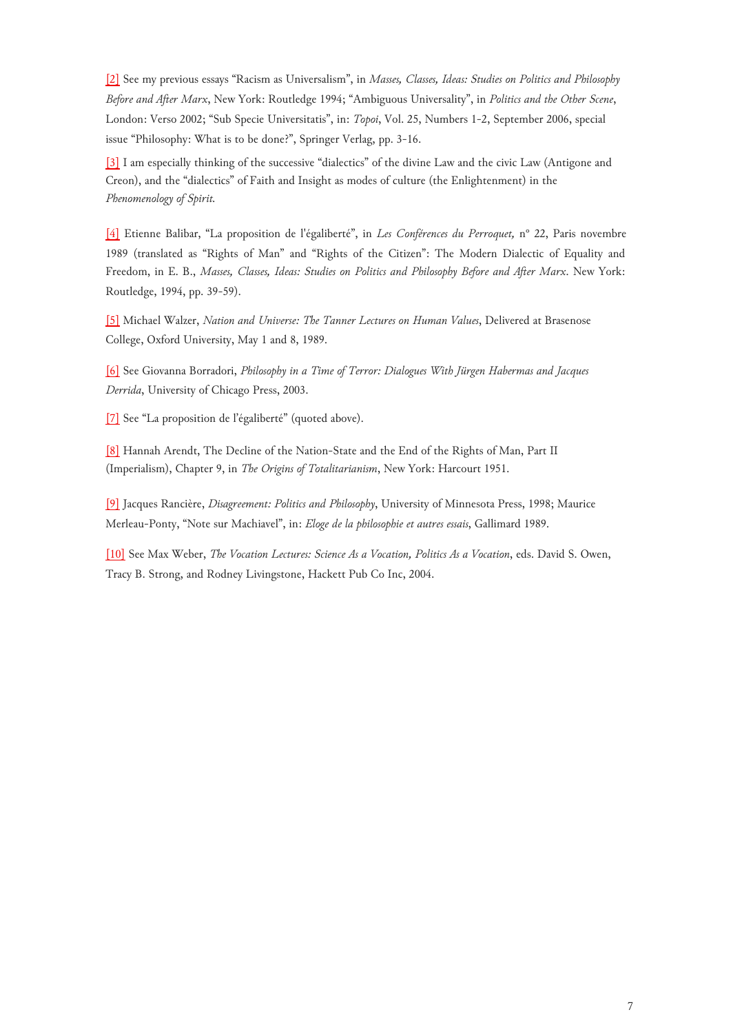[2] See my previous essays "Racism as Universalism", in *Masses, Classes, Ideas: Studies on Politics and Philosophy Before and After Marx*, New York: Routledge 1994; "Ambiguous Universality", in *Politics and the Other Scene*, London: Verso 2002; "Sub Specie Universitatis", in: *Topoi*, Vol. 25, Numbers 1-2, September 2006, special issue "Philosophy: What is to be done?", Springer Verlag, pp. 3-16.

[3] I am especially thinking of the successive "dialectics" of the divine Law and the civic Law (Antigone and Creon), and the "dialectics" of Faith and Insight as modes of culture (the Enlightenment) in the *Phenomenology of Spirit*.

[4] Etienne Balibar, "La proposition de l'égaliberté", in *Les Conférences du Perroquet,* n° 22, Paris novembre 1989 (translated as "Rights of Man" and "Rights of the Citizen": The Modern Dialectic of Equality and Freedom, in E. B., *Masses, Classes, Ideas: Studies on Politics and Philosophy Before and After Marx*. New York: Routledge, 1994, pp. 39-59).

[5] Michael Walzer, *Nation and Universe: The Tanner Lectures on Human Values*, Delivered at Brasenose College, Oxford University, May 1 and 8, 1989.

[6] See Giovanna Borradori, *Philosophy in a Time of Terror: Dialogues With Jürgen Habermas and Jacques Derrida*, University of Chicago Press, 2003.

[7] See "La proposition de l'égaliberté" (quoted above).

[8] Hannah Arendt, The Decline of the Nation-State and the End of the Rights of Man, Part II (Imperialism), Chapter 9, in *The Origins of Totalitarianism*, New York: Harcourt 1951.

[9] Jacques Rancière, *Disagreement: Politics and Philosophy*, University of Minnesota Press, 1998; Maurice Merleau-Ponty, "Note sur Machiavel", in: *Eloge de la philosophie et autres essais*, Gallimard 1989.

[10] See Max Weber, *The Vocation Lectures: Science As a Vocation, Politics As a Vocation*, eds. David S. Owen, Tracy B. Strong, and Rodney Livingstone, Hackett Pub Co Inc, 2004.